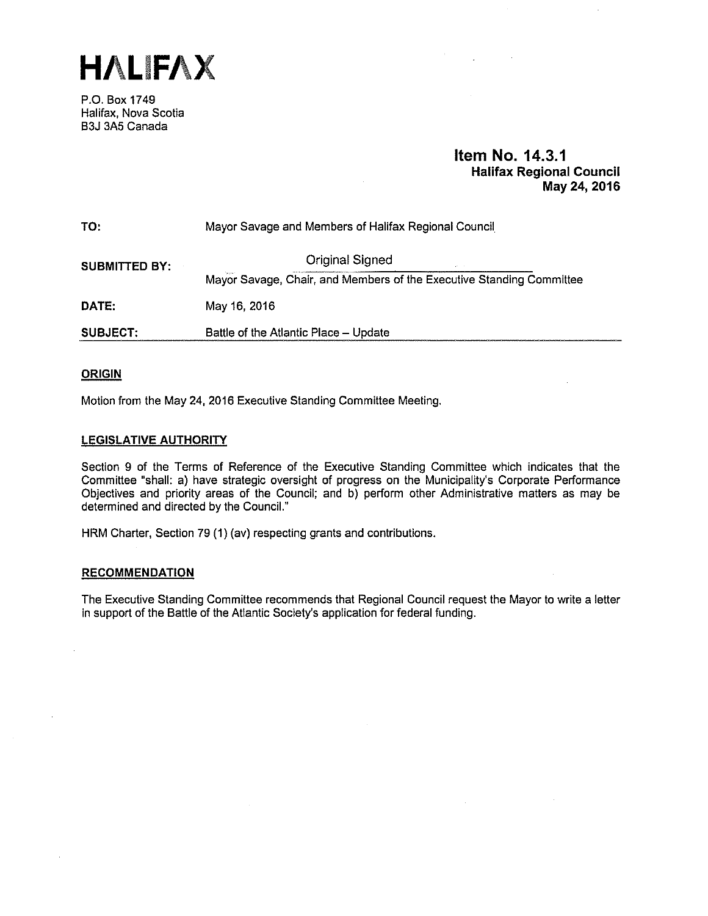# HALIFAX

P.O. Box 1749
Halifax, Nova Scotia
B3J 3A5 Canada

**Item No. 14.3.1**
**Halifax Regional Council**
**May 24, 2016**

**TO:** Mayor Savage and Members of Halifax Regional Council

**SUBMITTED BY:** Original Signed
Mayor Savage, Chair, and Members of the Executive Standing Committee

**DATE:** May 16, 2016

**SUBJECT:** Battle of the Atlantic Place – Update

## ORIGIN

Motion from the May 24, 2016 Executive Standing Committee Meeting.

## LEGISLATIVE AUTHORITY

Section 9 of the Terms of Reference of the Executive Standing Committee which indicates that the Committee "shall: a) have strategic oversight of progress on the Municipality's Corporate Performance Objectives and priority areas of the Council; and b) perform other Administrative matters as may be determined and directed by the Council."

HRM Charter, Section 79 (1) (av) respecting grants and contributions.

## RECOMMENDATION

The Executive Standing Committee recommends that Regional Council request the Mayor to write a letter in support of the Battle of the Atlantic Society's application for federal funding.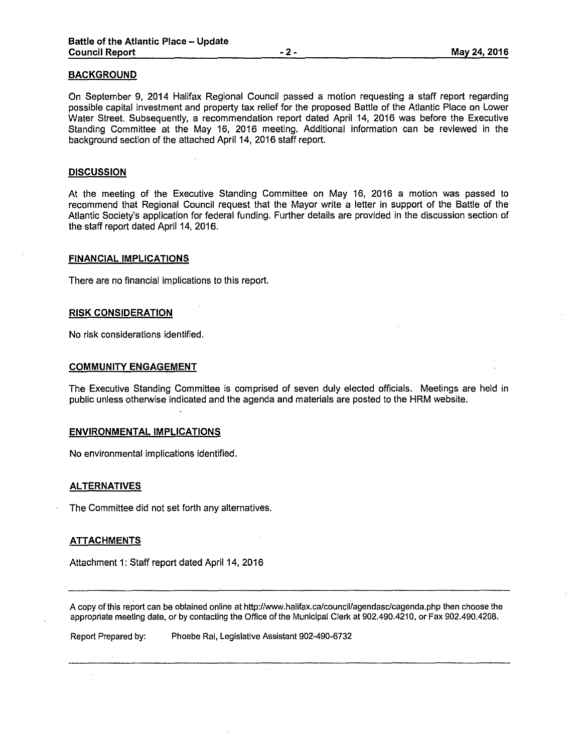## BACKGROUND

On September 9, 2014 Halifax Regional Council passed a motion requesting a staff report regarding possible capital investment and property tax relief for the proposed Battle of the Atlantic Place on Lower Water Street. Subsequently, a recommendation report dated April 14, 2016 was before the Executive Standing Committee at the May 16, 2016 meeting. Additional information can be reviewed in the background section of the attached April 14, 2016 staff report.

## DISCUSSION

At the meeting of the Executive Standing Committee on May 16, 2016 a motion was passed to recommend that Regional Council request that the Mayor write a letter in support of the Battle of the Atlantic Society's application for federal funding. Further details are provided in the discussion section of the staff report dated April 14, 2016.

## FINANCIAL IMPLICATIONS

There are no financial implications to this report.

## RISK CONSIDERATION

No risk considerations identified.

## COMMUNITY ENGAGEMENT

The Executive Standing Committee is comprised of seven duly elected officials. Meetings are held in public unless otherwise indicated and the agenda and materials are posted to the HRM website.

## ENVIRONMENTAL IMPLICATIONS

No environmental implications identified.

## ALTERNATIVES

The Committee did not set forth any alternatives.

## ATTACHMENTS

Attachment 1: Staff report dated April 14, 2016

---

A copy of this report can be obtained online at http://www.halifax.ca/council/agendasc/cagenda.php then choose the appropriate meeting date, or by contacting the Office of the Municipal Clerk at 902.490.4210, or Fax 902.490.4208.

Report Prepared by: Phoebe Rai, Legislative Assistant 902-490-6732

---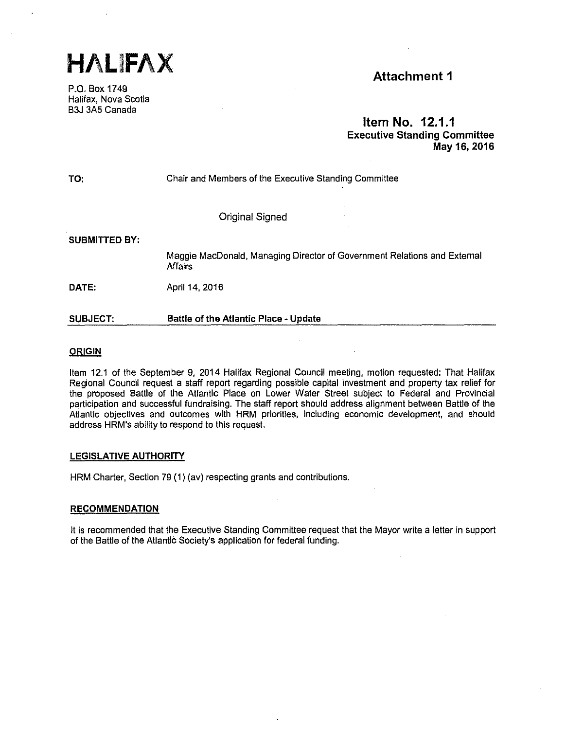# HALIFAX

P.O. Box 1749
Halifax, Nova Scotia
B3J 3A5 Canada

**Attachment 1**

**Item No. 12.1.1**
**Executive Standing Committee**
**May 16, 2016**

| | |
|---|---|
| **TO:** | Chair and Members of the Executive Standing Committee |
| | Original Signed |
| **SUBMITTED BY:** | Maggie MacDonald, Managing Director of Government Relations and External Affairs |
| **DATE:** | April 14, 2016 |
| **SUBJECT:** | **Battle of the Atlantic Place - Update** |

## ORIGIN

Item 12.1 of the September 9, 2014 Halifax Regional Council meeting, motion requested: That Halifax Regional Council request a staff report regarding possible capital investment and property tax relief for the proposed Battle of the Atlantic Place on Lower Water Street subject to Federal and Provincial participation and successful fundraising. The staff report should address alignment between Battle of the Atlantic objectives and outcomes with HRM priorities, including economic development, and should address HRM's ability to respond to this request.

## LEGISLATIVE AUTHORITY

HRM Charter, Section 79 (1) (av) respecting grants and contributions.

## RECOMMENDATION

It is recommended that the Executive Standing Committee request that the Mayor write a letter in support of the Battle of the Atlantic Society's application for federal funding.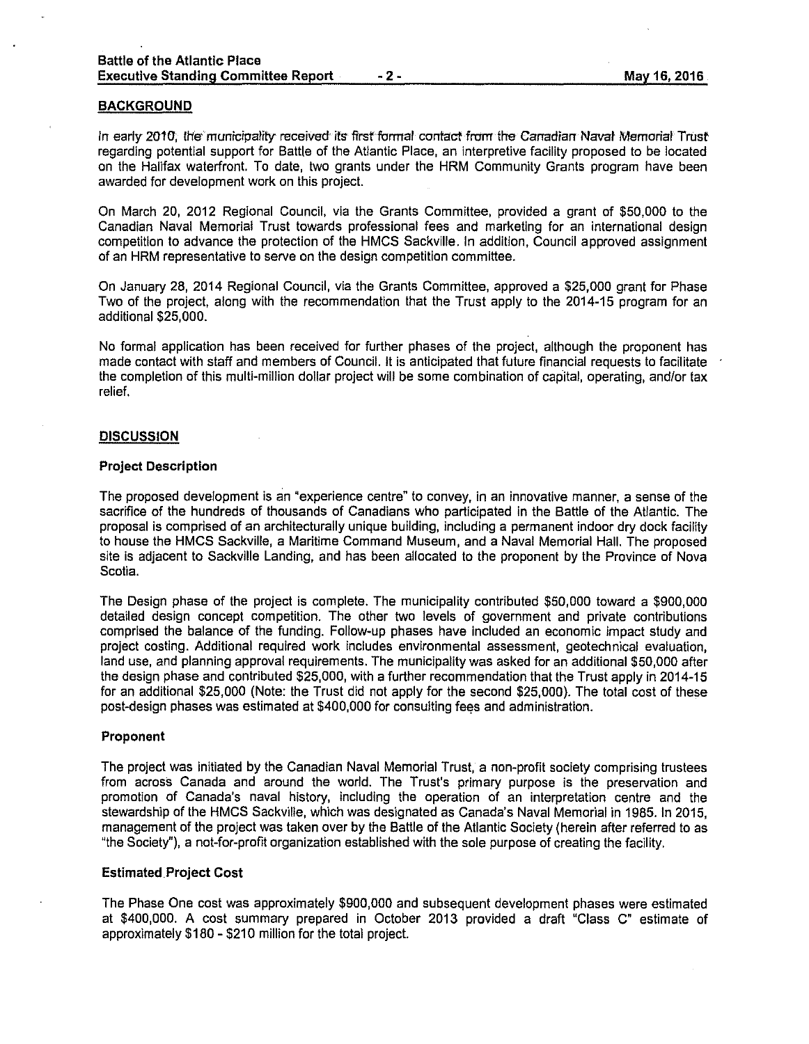## BACKGROUND

In early 2010, the municipality received its first formal contact from the Canadian Naval Memorial Trust regarding potential support for Battle of the Atlantic Place, an interpretive facility proposed to be located on the Halifax waterfront. To date, two grants under the HRM Community Grants program have been awarded for development work on this project.

On March 20, 2012 Regional Council, via the Grants Committee, provided a grant of $50,000 to the Canadian Naval Memorial Trust towards professional fees and marketing for an international design competition to advance the protection of the HMCS Sackville. In addition, Council approved assignment of an HRM representative to serve on the design competition committee.

On January 28, 2014 Regional Council, via the Grants Committee, approved a $25,000 grant for Phase Two of the project, along with the recommendation that the Trust apply to the 2014-15 program for an additional $25,000.

No formal application has been received for further phases of the project, although the proponent has made contact with staff and members of Council. It is anticipated that future financial requests to facilitate the completion of this multi-million dollar project will be some combination of capital, operating, and/or tax relief.

## DISCUSSION

### Project Description

The proposed development is an "experience centre" to convey, in an innovative manner, a sense of the sacrifice of the hundreds of thousands of Canadians who participated in the Battle of the Atlantic. The proposal is comprised of an architecturally unique building, including a permanent indoor dry dock facility to house the HMCS Sackville, a Maritime Command Museum, and a Naval Memorial Hall. The proposed site is adjacent to Sackville Landing, and has been allocated to the proponent by the Province of Nova Scotia.

The Design phase of the project is complete. The municipality contributed $50,000 toward a $900,000 detailed design concept competition. The other two levels of government and private contributions comprised the balance of the funding. Follow-up phases have included an economic impact study and project costing. Additional required work includes environmental assessment, geotechnical evaluation, land use, and planning approval requirements. The municipality was asked for an additional $50,000 after the design phase and contributed $25,000, with a further recommendation that the Trust apply in 2014-15 for an additional $25,000 (Note: the Trust did not apply for the second $25,000). The total cost of these post-design phases was estimated at $400,000 for consulting fees and administration.

### Proponent

The project was initiated by the Canadian Naval Memorial Trust, a non-profit society comprising trustees from across Canada and around the world. The Trust's primary purpose is the preservation and promotion of Canada's naval history, including the operation of an interpretation centre and the stewardship of the HMCS Sackville, which was designated as Canada's Naval Memorial in 1985. In 2015, management of the project was taken over by the Battle of the Atlantic Society (herein after referred to as "the Society"), a not-for-profit organization established with the sole purpose of creating the facility.

### Estimated Project Cost

The Phase One cost was approximately $900,000 and subsequent development phases were estimated at $400,000. A cost summary prepared in October 2013 provided a draft "Class C" estimate of approximately $180 - $210 million for the total project.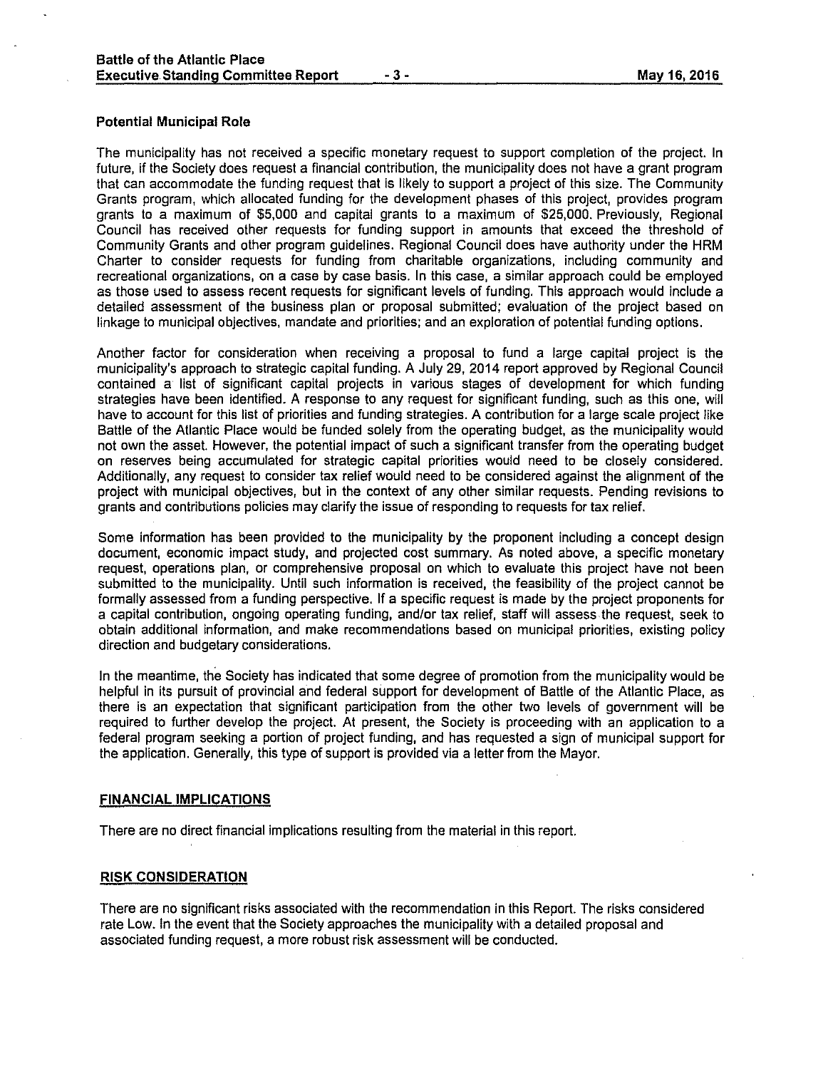### Potential Municipal Role

The municipality has not received a specific monetary request to support completion of the project. In future, if the Society does request a financial contribution, the municipality does not have a grant program that can accommodate the funding request that is likely to support a project of this size. The Community Grants program, which allocated funding for the development phases of this project, provides program grants to a maximum of $5,000 and capital grants to a maximum of $25,000. Previously, Regional Council has received other requests for funding support in amounts that exceed the threshold of Community Grants and other program guidelines. Regional Council does have authority under the HRM Charter to consider requests for funding from charitable organizations, including community and recreational organizations, on a case by case basis. In this case, a similar approach could be employed as those used to assess recent requests for significant levels of funding. This approach would include a detailed assessment of the business plan or proposal submitted; evaluation of the project based on linkage to municipal objectives, mandate and priorities; and an exploration of potential funding options.

Another factor for consideration when receiving a proposal to fund a large capital project is the municipality's approach to strategic capital funding. A July 29, 2014 report approved by Regional Council contained a list of significant capital projects in various stages of development for which funding strategies have been identified. A response to any request for significant funding, such as this one, will have to account for this list of priorities and funding strategies. A contribution for a large scale project like Battle of the Atlantic Place would be funded solely from the operating budget, as the municipality would not own the asset. However, the potential impact of such a significant transfer from the operating budget on reserves being accumulated for strategic capital priorities would need to be closely considered. Additionally, any request to consider tax relief would need to be considered against the alignment of the project with municipal objectives, but in the context of any other similar requests. Pending revisions to grants and contributions policies may clarify the issue of responding to requests for tax relief.

Some information has been provided to the municipality by the proponent including a concept design document, economic impact study, and projected cost summary. As noted above, a specific monetary request, operations plan, or comprehensive proposal on which to evaluate this project have not been submitted to the municipality. Until such information is received, the feasibility of the project cannot be formally assessed from a funding perspective. If a specific request is made by the project proponents for a capital contribution, ongoing operating funding, and/or tax relief, staff will assess the request, seek to obtain additional information, and make recommendations based on municipal priorities, existing policy direction and budgetary considerations.

In the meantime, the Society has indicated that some degree of promotion from the municipality would be helpful in its pursuit of provincial and federal support for development of Battle of the Atlantic Place, as there is an expectation that significant participation from the other two levels of government will be required to further develop the project. At present, the Society is proceeding with an application to a federal program seeking a portion of project funding, and has requested a sign of municipal support for the application. Generally, this type of support is provided via a letter from the Mayor.

## FINANCIAL IMPLICATIONS

There are no direct financial implications resulting from the material in this report.

## RISK CONSIDERATION

There are no significant risks associated with the recommendation in this Report. The risks considered rate Low. In the event that the Society approaches the municipality with a detailed proposal and associated funding request, a more robust risk assessment will be conducted.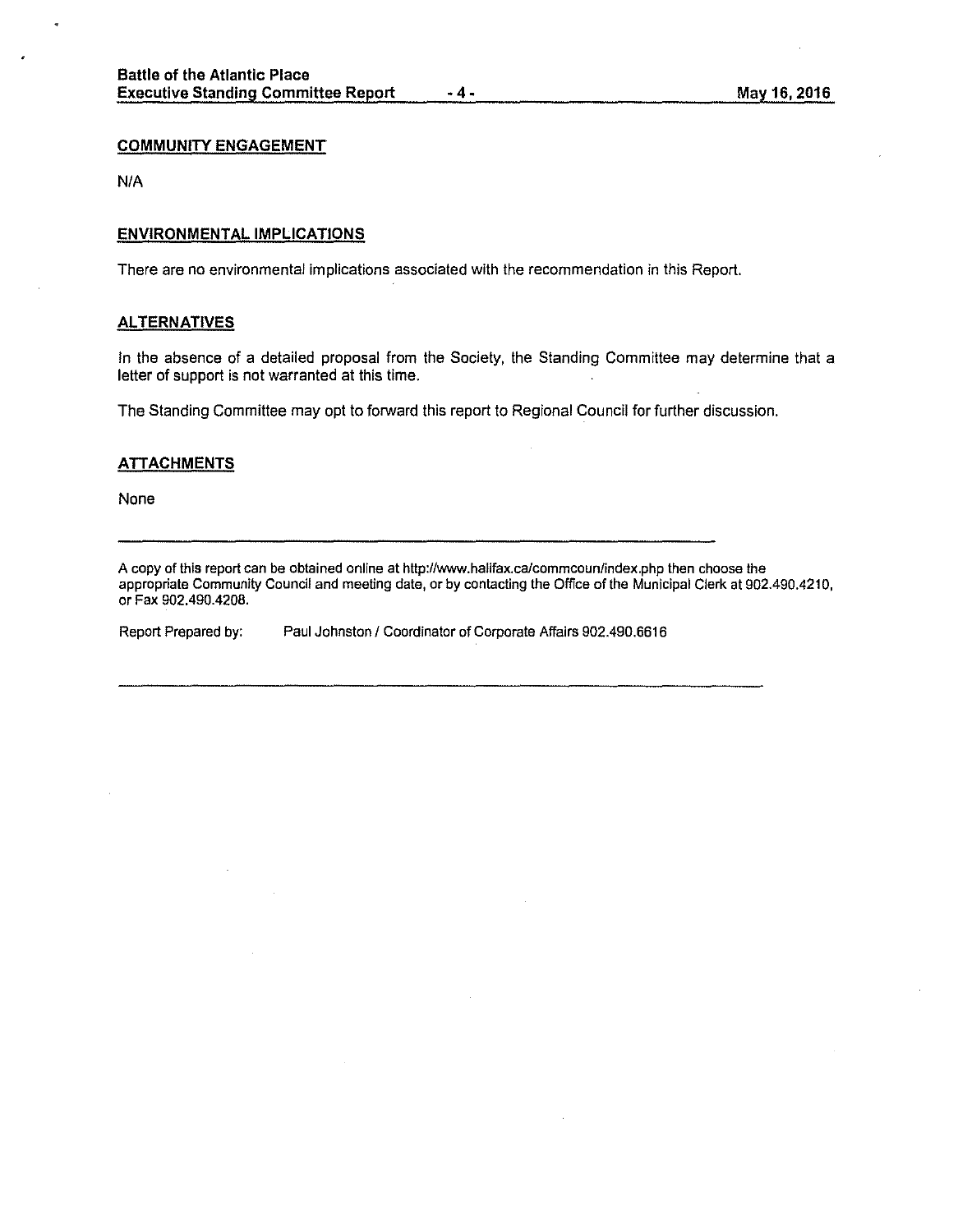## COMMUNITY ENGAGEMENT

N/A

## ENVIRONMENTAL IMPLICATIONS

There are no environmental implications associated with the recommendation in this Report.

## ALTERNATIVES

In the absence of a detailed proposal from the Society, the Standing Committee may determine that a letter of support is not warranted at this time.

The Standing Committee may opt to forward this report to Regional Council for further discussion.

## ATTACHMENTS

None

---

A copy of this report can be obtained online at http://www.halifax.ca/commcoun/index.php then choose the appropriate Community Council and meeting date, or by contacting the Office of the Municipal Clerk at 902.490.4210, or Fax 902.490.4208.

Report Prepared by: Paul Johnston / Coordinator of Corporate Affairs 902.490.6616

---